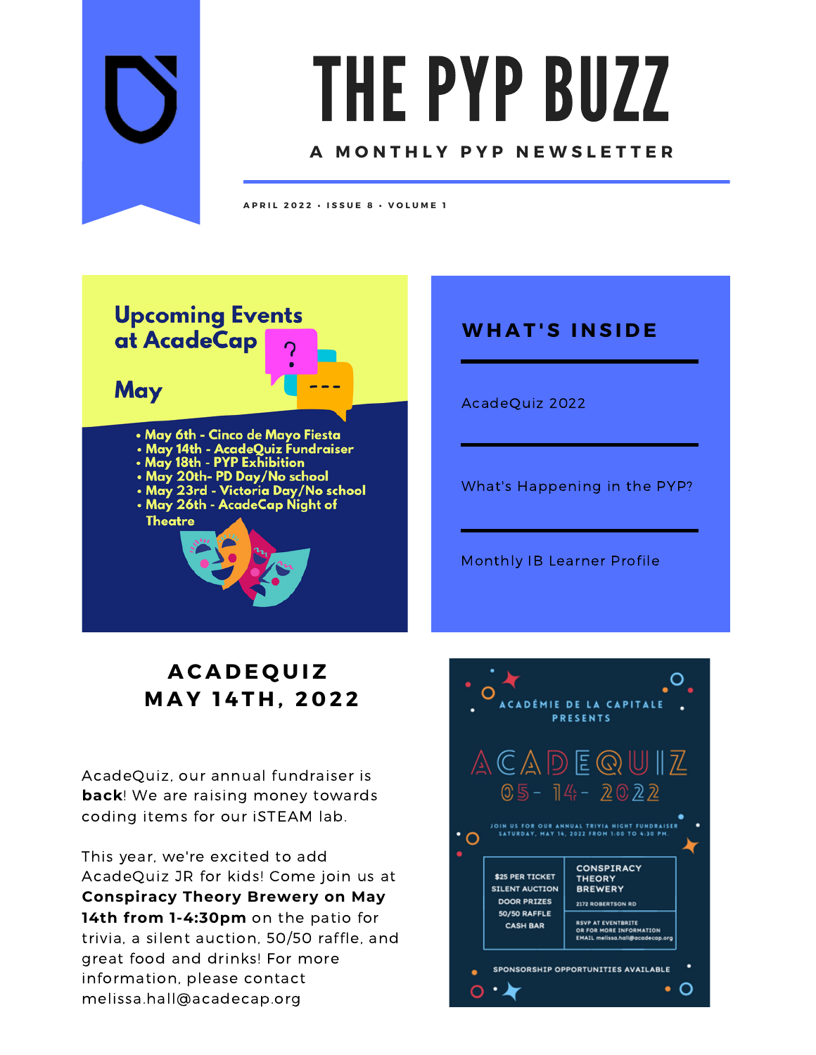# THE PYP BUZZ

**A MONTHLY PYP NEWSLETTER**

APRIL 2022 • ISSUE 8 • VOLUME 1

## Upcoming Events at AcadeCap

### May

- May 6th - Cinco de Mayo Fiesta
- May 14th - AcadeQuiz Fundraiser
- May 18th - PYP Exhibition
- May 20th- PD Day/No school
- May 23rd - Victoria Day/No school
- May 26th - AcadeCap Night of Theatre

## WHAT'S INSIDE

AcadeQuiz 2022

What's Happening in the PYP?

Monthly IB Learner Profile

## ACADEQUIZ MAY 14TH, 2022

AcadeQuiz, our annual fundraiser is **back**! We are raising money towards coding items for our iSTEAM lab.

This year, we're excited to add AcadeQuiz JR for kids! Come join us at **Conspiracy Theory Brewery on May 14th from 1-4:30pm** on the patio for trivia, a silent auction, 50/50 raffle, and great food and drinks! For more information, please contact melissa.hall@acadecap.org

ACADÉMIE DE LA CAPITALE PRESENTS

ACADEQUIZ

05- 14- 2022

JOIN US FOR OUR ANNUAL TRIVIA NIGHT FUNDRAISER SATURDAY, MAY 14, 2022 FROM 1:00 TO 4:30 PM.

| $25 PER TICKET<br>SILENT AUCTION<br>DOOR PRIZES<br>50/50 RAFFLE<br>CASH BAR | CONSPIRACY THEORY BREWERY<br>2172 ROBERTSON RD |
|---|---|
| | RSVP AT EVENTBRITE<br>OR FOR MORE INFORMATION<br>EMAIL melissa.hall@acadecap.org |

SPONSORSHIP OPPORTUNITIES AVAILABLE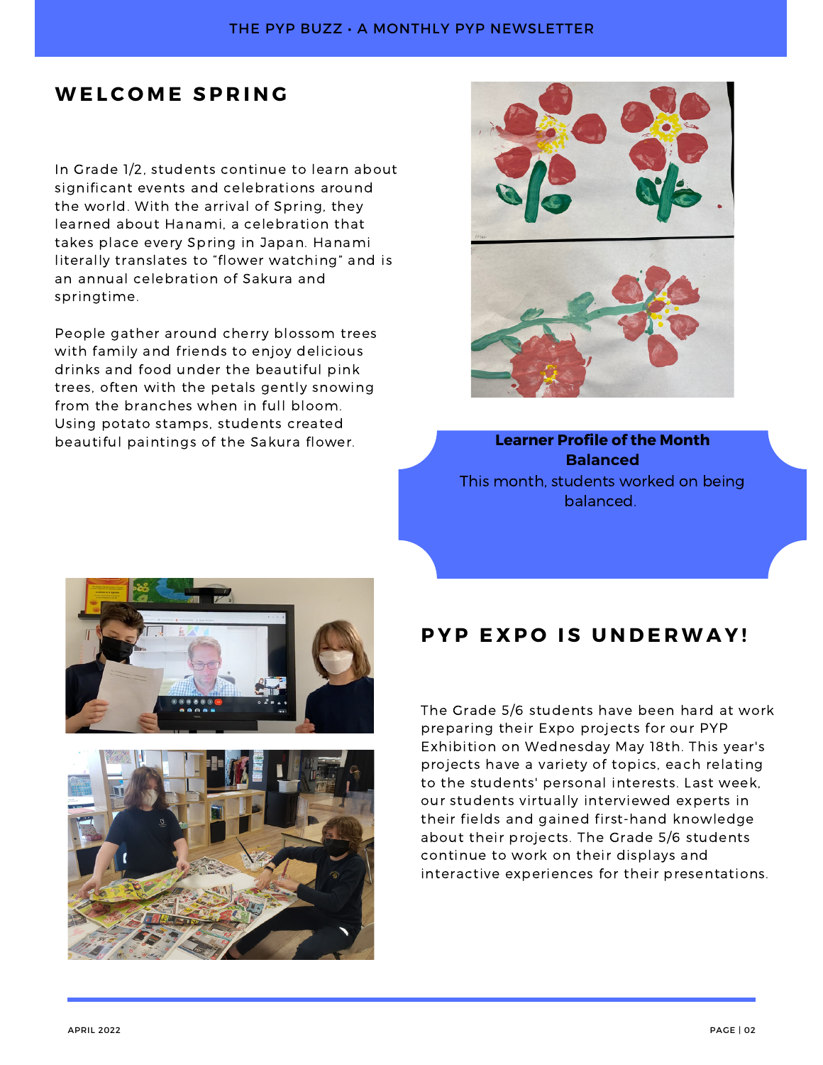## WELCOME SPRING

In Grade 1/2, students continue to learn about significant events and celebrations around the world. With the arrival of Spring, they learned about Hanami, a celebration that takes place every Spring in Japan. Hanami literally translates to “flower watching” and is an annual celebration of Sakura and springtime.

People gather around cherry blossom trees with family and friends to enjoy delicious drinks and food under the beautiful pink trees, often with the petals gently snowing from the branches when in full bloom. Using potato stamps, students created beautiful paintings of the Sakura flower.

**Learner Profile of the Month**
**Balanced**
This month, students worked on being balanced.

## PYP EXPO IS UNDERWAY!

The Grade 5/6 students have been hard at work preparing their Expo projects for our PYP Exhibition on Wednesday May 18th. This year's projects have a variety of topics, each relating to the students' personal interests. Last week, our students virtually interviewed experts in their fields and gained first-hand knowledge about their projects. The Grade 5/6 students continue to work on their displays and interactive experiences for their presentations.